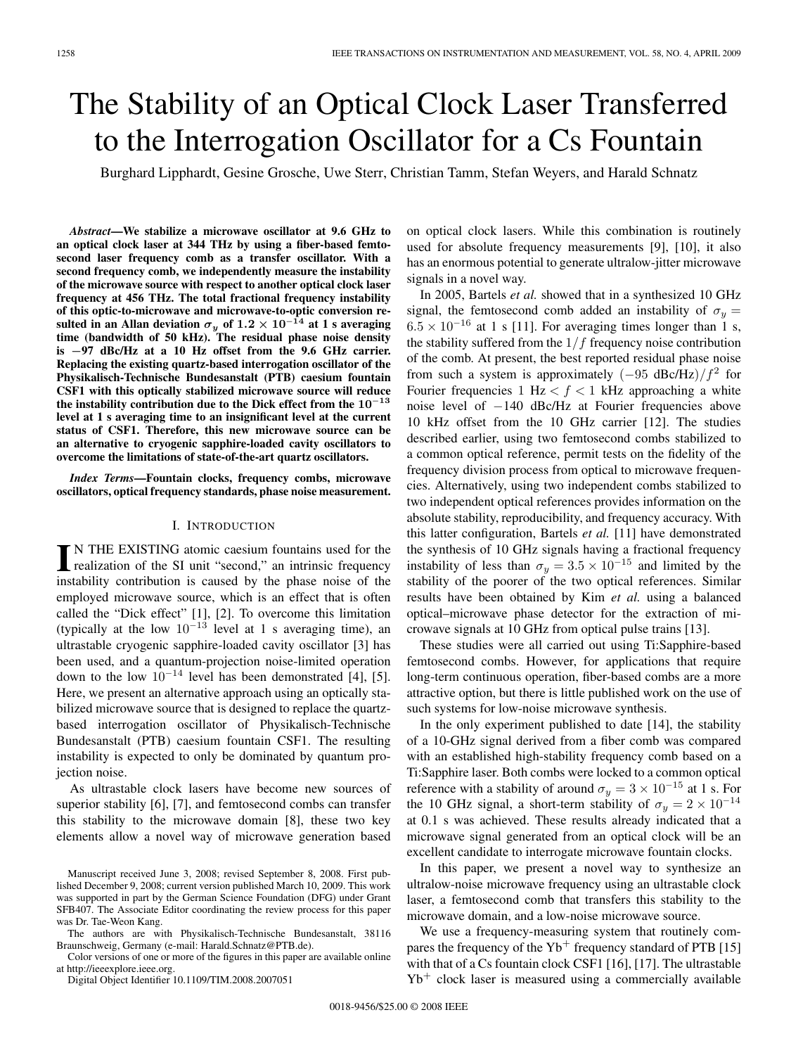# The Stability of an Optical Clock Laser Transferred to the Interrogation Oscillator for a Cs Fountain

Burghard Lipphardt, Gesine Grosche, Uwe Sterr, Christian Tamm, Stefan Weyers, and Harald Schnatz

***Abstract*—We stabilize a microwave oscillator at 9.6 GHz to an optical clock laser at 344 THz by using a fiber-based femtosecond laser frequency comb as a transfer oscillator. With a second frequency comb, we independently measure the instability of the microwave source with respect to another optical clock laser frequency at 456 THz. The total fractional frequency instability of this optic-to-microwave and microwave-to-optic conversion resulted in an Allan deviation $\sigma_y$ of $1.2 \times 10^{-14}$ at 1 s averaging time (bandwidth of 50 kHz). The residual phase noise density is −97 dBc/Hz at a 10 Hz offset from the 9.6 GHz carrier. Replacing the existing quartz-based interrogation oscillator of the Physikalisch-Technische Bundesanstalt (PTB) caesium fountain CSF1 with this optically stabilized microwave source will reduce the instability contribution due to the Dick effect from the $10^{-13}$ level at 1 s averaging time to an insignificant level at the current status of CSF1. Therefore, this new microwave source can be an alternative to cryogenic sapphire-loaded cavity oscillators to overcome the limitations of state-of-the-art quartz oscillators.**

***Index Terms*—Fountain clocks, frequency combs, microwave oscillators, optical frequency standards, phase noise measurement.**

## I. Introduction

In the existing atomic caesium fountains used for the realization of the SI unit "second," an intrinsic frequency instability contribution is caused by the phase noise of the employed microwave source, which is an effect that is often called the "Dick effect" [1], [2]. To overcome this limitation (typically at the low $10^{-13}$ level at 1 s averaging time), an ultrastable cryogenic sapphire-loaded cavity oscillator [3] has been used, and a quantum-projection noise-limited operation down to the low $10^{-14}$ level has been demonstrated [4], [5]. Here, we present an alternative approach using an optically stabilized microwave source that is designed to replace the quartz-based interrogation oscillator of Physikalisch-Technische Bundesanstalt (PTB) caesium fountain CSF1. The resulting instability is expected to only be dominated by quantum projection noise.

As ultrastable clock lasers have become new sources of superior stability [6], [7], and femtosecond combs can transfer this stability to the microwave domain [8], these two key elements allow a novel way of microwave generation based on optical clock lasers. While this combination is routinely used for absolute frequency measurements [9], [10], it also has an enormous potential to generate ultralow-jitter microwave signals in a novel way.

In 2005, Bartels *et al.* showed that in a synthesized 10 GHz signal, the femtosecond comb added an instability of $\sigma_y = 6.5 \times 10^{-16}$ at 1 s [11]. For averaging times longer than 1 s, the stability suffered from the $1/f$ frequency noise contribution of the comb. At present, the best reported residual phase noise from such a system is approximately $(-95\ \text{dBc/Hz})/f^2$ for Fourier frequencies 1 Hz $< f <$ 1 kHz approaching a white noise level of −140 dBc/Hz at Fourier frequencies above 10 kHz offset from the 10 GHz carrier [12]. The studies described earlier, using two femtosecond combs stabilized to a common optical reference, permit tests on the fidelity of the frequency division process from optical to microwave frequencies. Alternatively, using two independent combs stabilized to two independent optical references provides information on the absolute stability, reproducibility, and frequency accuracy. With this latter configuration, Bartels *et al.* [11] have demonstrated the synthesis of 10 GHz signals having a fractional frequency instability of less than $\sigma_y = 3.5 \times 10^{-15}$ and limited by the stability of the poorer of the two optical references. Similar results have been obtained by Kim *et al.* using a balanced optical–microwave phase detector for the extraction of microwave signals at 10 GHz from optical pulse trains [13].

These studies were all carried out using Ti:Sapphire-based femtosecond combs. However, for applications that require long-term continuous operation, fiber-based combs are a more attractive option, but there is little published work on the use of such systems for low-noise microwave synthesis.

In the only experiment published to date [14], the stability of a 10-GHz signal derived from a fiber comb was compared with an established high-stability frequency comb based on a Ti:Sapphire laser. Both combs were locked to a common optical reference with a stability of around $\sigma_y = 3 \times 10^{-15}$ at 1 s. For the 10 GHz signal, a short-term stability of $\sigma_y = 2 \times 10^{-14}$ at 0.1 s was achieved. These results already indicated that a microwave signal generated from an optical clock will be an excellent candidate to interrogate microwave fountain clocks.

In this paper, we present a novel way to synthesize an ultralow-noise microwave frequency using an ultrastable clock laser, a femtosecond comb that transfers this stability to the microwave domain, and a low-noise microwave source.

We use a frequency-measuring system that routinely compares the frequency of the $Yb^+$ frequency standard of PTB [15] with that of a Cs fountain clock CSF1 [16], [17]. The ultrastable $Yb^+$ clock laser is measured using a commercially available

Manuscript received June 3, 2008; revised September 8, 2008. First published December 9, 2008; current version published March 10, 2009. This work was supported in part by the German Science Foundation (DFG) under Grant SFB407. The Associate Editor coordinating the review process for this paper was Dr. Tae-Weon Kang.

The authors are with Physikalisch-Technische Bundesanstalt, 38116 Braunschweig, Germany (e-mail: Harald.Schnatz@PTB.de).

Color versions of one or more of the figures in this paper are available online at http://ieeexplore.ieee.org.

Digital Object Identifier 10.1109/TIM.2008.2007051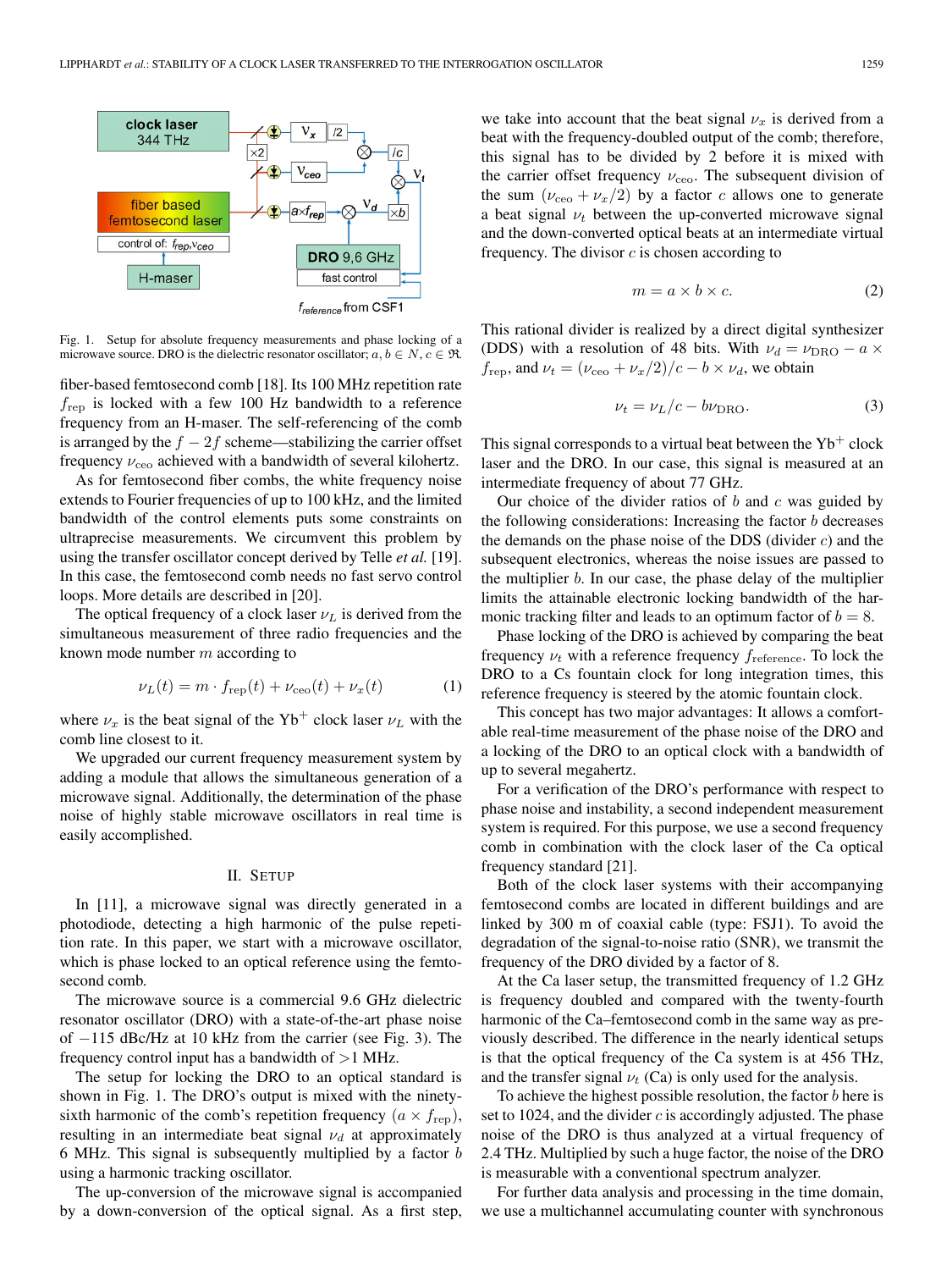Fig. 1. Setup for absolute frequency measurements and phase locking of a microwave source. DRO is the dielectric resonator oscillator; $a, b \in N, c \in \Re$.

fiber-based femtosecond comb [18]. Its 100 MHz repetition rate $f_{\rm rep}$ is locked with a few 100 Hz bandwidth to a reference frequency from an H-maser. The self-referencing of the comb is arranged by the $f - 2f$ scheme—stabilizing the carrier offset frequency $\nu_{\rm ceo}$ achieved with a bandwidth of several kilohertz.

As for femtosecond fiber combs, the white frequency noise extends to Fourier frequencies of up to 100 kHz, and the limited bandwidth of the control elements puts some constraints on ultraprecise measurements. We circumvent this problem by using the transfer oscillator concept derived by Telle *et al.* [19]. In this case, the femtosecond comb needs no fast servo control loops. More details are described in [20].

The optical frequency of a clock laser $\nu_L$ is derived from the simultaneous measurement of three radio frequencies and the known mode number $m$ according to

$$\nu_L(t) = m \cdot f_{\rm rep}(t) + \nu_{\rm ceo}(t) + \nu_x(t) \tag{1}$$

where $\nu_x$ is the beat signal of the $\rm Yb^+$ clock laser $\nu_L$ with the comb line closest to it.

We upgraded our current frequency measurement system by adding a module that allows the simultaneous generation of a microwave signal. Additionally, the determination of the phase noise of highly stable microwave oscillators in real time is easily accomplished.

## II. Setup

In [11], a microwave signal was directly generated in a photodiode, detecting a high harmonic of the pulse repetition rate. In this paper, we start with a microwave oscillator, which is phase locked to an optical reference using the femtosecond comb.

The microwave source is a commercial 9.6 GHz dielectric resonator oscillator (DRO) with a state-of-the-art phase noise of $-115$ dBc/Hz at 10 kHz from the carrier (see Fig. 3). The frequency control input has a bandwidth of >1 MHz.

The setup for locking the DRO to an optical standard is shown in Fig. 1. The DRO's output is mixed with the ninety-sixth harmonic of the comb's repetition frequency $(a \times f_{\rm rep})$, resulting in an intermediate beat signal $\nu_d$ at approximately 6 MHz. This signal is subsequently multiplied by a factor $b$ using a harmonic tracking oscillator.

The up-conversion of the microwave signal is accompanied by a down-conversion of the optical signal. As a first step, we take into account that the beat signal $\nu_x$ is derived from a beat with the frequency-doubled output of the comb; therefore, this signal has to be divided by 2 before it is mixed with the carrier offset frequency $\nu_{\rm ceo}$. The subsequent division of the sum $(\nu_{\rm ceo} + \nu_x/2)$ by a factor $c$ allows one to generate a beat signal $\nu_t$ between the up-converted microwave signal and the down-converted optical beats at an intermediate virtual frequency. The divisor $c$ is chosen according to

$$m = a \times b \times c. \tag{2}$$

This rational divider is realized by a direct digital synthesizer (DDS) with a resolution of 48 bits. With $\nu_d = \nu_{\rm DRO} - a \times f_{\rm rep}$, and $\nu_t = (\nu_{\rm ceo} + \nu_x/2)/c - b \times \nu_d$, we obtain

$$\nu_t = \nu_L/c - b\nu_{\rm DRO}. \tag{3}$$

This signal corresponds to a virtual beat between the $\rm Yb^+$ clock laser and the DRO. In our case, this signal is measured at an intermediate frequency of about 77 GHz.

Our choice of the divider ratios of $b$ and $c$ was guided by the following considerations: Increasing the factor $b$ decreases the demands on the phase noise of the DDS (divider $c$) and the subsequent electronics, whereas the noise issues are passed to the multiplier $b$. In our case, the phase delay of the multiplier limits the attainable electronic locking bandwidth of the harmonic tracking filter and leads to an optimum factor of $b = 8$.

Phase locking of the DRO is achieved by comparing the beat frequency $\nu_t$ with a reference frequency $f_{\rm reference}$. To lock the DRO to a Cs fountain clock for long integration times, this reference frequency is steered by the atomic fountain clock.

This concept has two major advantages: It allows a comfortable real-time measurement of the phase noise of the DRO and a locking of the DRO to an optical clock with a bandwidth of up to several megahertz.

For a verification of the DRO's performance with respect to phase noise and instability, a second independent measurement system is required. For this purpose, we use a second frequency comb in combination with the clock laser of the Ca optical frequency standard [21].

Both of the clock laser systems with their accompanying femtosecond combs are located in different buildings and are linked by 300 m of coaxial cable (type: FSJ1). To avoid the degradation of the signal-to-noise ratio (SNR), we transmit the frequency of the DRO divided by a factor of 8.

At the Ca laser setup, the transmitted frequency of 1.2 GHz is frequency doubled and compared with the twenty-fourth harmonic of the Ca–femtosecond comb in the same way as previously described. The difference in the nearly identical setups is that the optical frequency of the Ca system is at 456 THz, and the transfer signal $\nu_t$ (Ca) is only used for the analysis.

To achieve the highest possible resolution, the factor $b$ here is set to 1024, and the divider $c$ is accordingly adjusted. The phase noise of the DRO is thus analyzed at a virtual frequency of 2.4 THz. Multiplied by such a huge factor, the noise of the DRO is measurable with a conventional spectrum analyzer.

For further data analysis and processing in the time domain, we use a multichannel accumulating counter with synchronous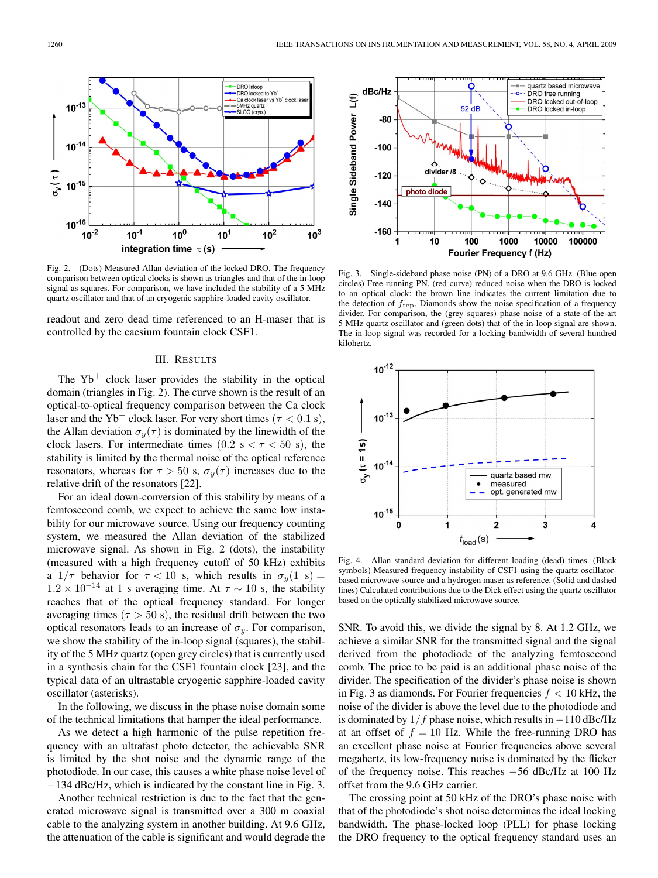Fig. 2. (Dots) Measured Allan deviation of the locked DRO. The frequency comparison between optical clocks is shown as triangles and that of the in-loop signal as squares. For comparison, we have included the stability of a 5 MHz quartz oscillator and that of an cryogenic sapphire-loaded cavity oscillator.

readout and zero dead time referenced to an H-maser that is controlled by the caesium fountain clock CSF1.

## III. Results

The $Yb^+$ clock laser provides the stability in the optical domain (triangles in Fig. 2). The curve shown is the result of an optical-to-optical frequency comparison between the Ca clock laser and the $Yb^+$ clock laser. For very short times ($\tau < 0.1$ s), the Allan deviation $\sigma_y(\tau)$ is dominated by the linewidth of the clock lasers. For intermediate times ($0.2$ s $< \tau < 50$ s), the stability is limited by the thermal noise of the optical reference resonators, whereas for $\tau > 50$ s, $\sigma_y(\tau)$ increases due to the relative drift of the resonators [22].

For an ideal down-conversion of this stability by means of a femtosecond comb, we expect to achieve the same low instability for our microwave source. Using our frequency counting system, we measured the Allan deviation of the stabilized microwave signal. As shown in Fig. 2 (dots), the instability (measured with a high frequency cutoff of 50 kHz) exhibits a $1/\tau$ behavior for $\tau < 10$ s, which results in $\sigma_y(1\ \text{s}) = 1.2 \times 10^{-14}$ at 1 s averaging time. At $\tau \sim 10$ s, the stability reaches that of the optical frequency standard. For longer averaging times ($\tau > 50$ s), the residual drift between the two optical resonators leads to an increase of $\sigma_y$. For comparison, we show the stability of the in-loop signal (squares), the stability of the 5 MHz quartz (open grey circles) that is currently used in a synthesis chain for the CSF1 fountain clock [23], and the typical data of an ultrastable cryogenic sapphire-loaded cavity oscillator (asterisks).

In the following, we discuss in the phase noise domain some of the technical limitations that hamper the ideal performance.

As we detect a high harmonic of the pulse repetition frequency with an ultrafast photo detector, the achievable SNR is limited by the shot noise and the dynamic range of the photodiode. In our case, this causes a white phase noise level of $-134$ dBc/Hz, which is indicated by the constant line in Fig. 3.

Another technical restriction is due to the fact that the generated microwave signal is transmitted over a 300 m coaxial cable to the analyzing system in another building. At 9.6 GHz, the attenuation of the cable is significant and would degrade the SNR. To avoid this, we divide the signal by 8. At 1.2 GHz, we achieve a similar SNR for the transmitted signal and the signal derived from the photodiode of the analyzing femtosecond comb. The price to be paid is an additional phase noise of the divider. The specification of the divider's phase noise is shown in Fig. 3 as diamonds. For Fourier frequencies $f < 10$ kHz, the noise of the divider is above the level due to the photodiode and is dominated by $1/f$ phase noise, which results in $-110$ dBc/Hz at an offset of $f = 10$ Hz. While the free-running DRO has an excellent phase noise at Fourier frequencies above several megahertz, its low-frequency noise is dominated by the flicker of the frequency noise. This reaches $-56$ dBc/Hz at 100 Hz offset from the 9.6 GHz carrier.

The crossing point at 50 kHz of the DRO's phase noise with that of the photodiode's shot noise determines the ideal locking bandwidth. The phase-locked loop (PLL) for phase locking the DRO frequency to the optical frequency standard uses an

Fig. 3. Single-sideband phase noise (PN) of a DRO at 9.6 GHz. (Blue open circles) Free-running PN, (red curve) reduced noise when the DRO is locked to an optical clock; the brown line indicates the current limitation due to the detection of $f_{\text{rep}}$. Diamonds show the noise specification of a frequency divider. For comparison, the (grey squares) phase noise of a state-of-the-art 5 MHz quartz oscillator and (green dots) that of the in-loop signal are shown. The in-loop signal was recorded for a locking bandwidth of several hundred kilohertz.

Fig. 4. Allan standard deviation for different loading (dead) times. (Black symbols) Measured frequency instability of CSF1 using the quartz oscillator-based microwave source and a hydrogen maser as reference. (Solid and dashed lines) Calculated contributions due to the Dick effect using the quartz oscillator based on the optically stabilized microwave source.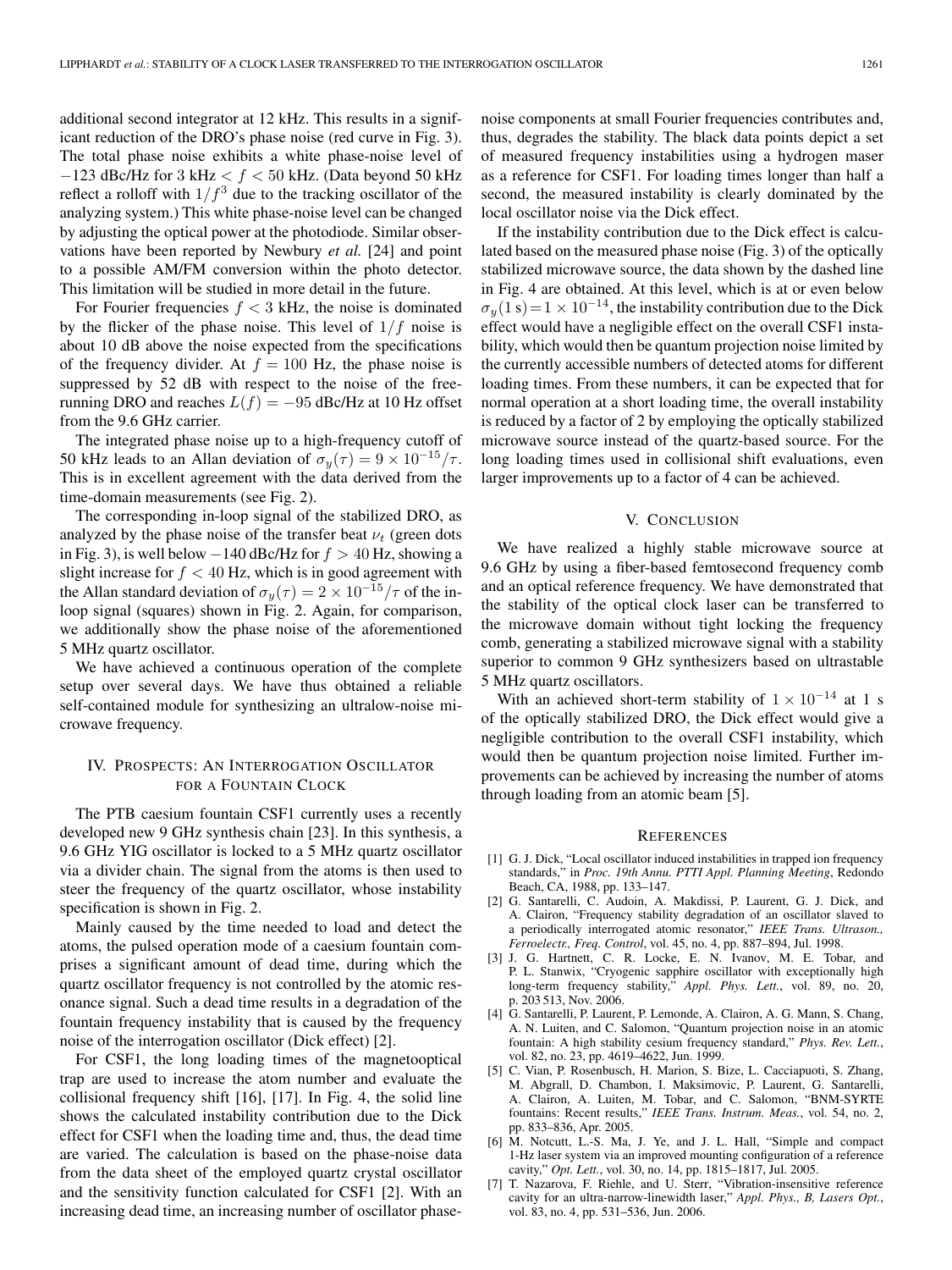additional second integrator at 12 kHz. This results in a significant reduction of the DRO's phase noise (red curve in Fig. 3). The total phase noise exhibits a white phase-noise level of $-123$ dBc/Hz for 3 kHz $< f <$ 50 kHz. (Data beyond 50 kHz reflect a rolloff with $1/f^3$ due to the tracking oscillator of the analyzing system.) This white phase-noise level can be changed by adjusting the optical power at the photodiode. Similar observations have been reported by Newbury *et al.* [24] and point to a possible AM/FM conversion within the photo detector. This limitation will be studied in more detail in the future.

For Fourier frequencies $f < 3$ kHz, the noise is dominated by the flicker of the phase noise. This level of $1/f$ noise is about 10 dB above the noise expected from the specifications of the frequency divider. At $f = 100$ Hz, the phase noise is suppressed by 52 dB with respect to the noise of the free-running DRO and reaches $L(f) = -95$ dBc/Hz at 10 Hz offset from the 9.6 GHz carrier.

The integrated phase noise up to a high-frequency cutoff of 50 kHz leads to an Allan deviation of $\sigma_y(\tau) = 9 \times 10^{-15}/\tau$. This is in excellent agreement with the data derived from the time-domain measurements (see Fig. 2).

The corresponding in-loop signal of the stabilized DRO, as analyzed by the phase noise of the transfer beat $\nu_t$ (green dots in Fig. 3), is well below $-140$ dBc/Hz for $f > 40$ Hz, showing a slight increase for $f < 40$ Hz, which is in good agreement with the Allan standard deviation of $\sigma_y(\tau) = 2 \times 10^{-15}/\tau$ of the in-loop signal (squares) shown in Fig. 2. Again, for comparison, we additionally show the phase noise of the aforementioned 5 MHz quartz oscillator.

We have achieved a continuous operation of the complete setup over several days. We have thus obtained a reliable self-contained module for synthesizing an ultralow-noise microwave frequency.

## IV. Prospects: An Interrogation Oscillator for a Fountain Clock

The PTB caesium fountain CSF1 currently uses a recently developed new 9 GHz synthesis chain [23]. In this synthesis, a 9.6 GHz YIG oscillator is locked to a 5 MHz quartz oscillator via a divider chain. The signal from the atoms is then used to steer the frequency of the quartz oscillator, whose instability specification is shown in Fig. 2.

Mainly caused by the time needed to load and detect the atoms, the pulsed operation mode of a caesium fountain comprises a significant amount of dead time, during which the quartz oscillator frequency is not controlled by the atomic resonance signal. Such a dead time results in a degradation of the fountain frequency instability that is caused by the frequency noise of the interrogation oscillator (Dick effect) [2].

For CSF1, the long loading times of the magnetooptical trap are used to increase the atom number and evaluate the collisional frequency shift [16], [17]. In Fig. 4, the solid line shows the calculated instability contribution due to the Dick effect for CSF1 when the loading time and, thus, the dead time are varied. The calculation is based on the phase-noise data from the data sheet of the employed quartz crystal oscillator and the sensitivity function calculated for CSF1 [2]. With an increasing dead time, an increasing number of oscillator phase-noise components at small Fourier frequencies contributes and, thus, degrades the stability. The black data points depict a set of measured frequency instabilities using a hydrogen maser as a reference for CSF1. For loading times longer than half a second, the measured instability is clearly dominated by the local oscillator noise via the Dick effect.

If the instability contribution due to the Dick effect is calculated based on the measured phase noise (Fig. 3) of the optically stabilized microwave source, the data shown by the dashed line in Fig. 4 are obtained. At this level, which is at or even below $\sigma_y(1\text{ s}) = 1 \times 10^{-14}$, the instability contribution due to the Dick effect would have a negligible effect on the overall CSF1 instability, which would then be quantum projection noise limited by the currently accessible numbers of detected atoms for different loading times. From these numbers, it can be expected that for normal operation at a short loading time, the overall instability is reduced by a factor of 2 by employing the optically stabilized microwave source instead of the quartz-based source. For the long loading times used in collisional shift evaluations, even larger improvements up to a factor of 4 can be achieved.

## V. Conclusion

We have realized a highly stable microwave source at 9.6 GHz by using a fiber-based femtosecond frequency comb and an optical reference frequency. We have demonstrated that the stability of the optical clock laser can be transferred to the microwave domain without tight locking the frequency comb, generating a stabilized microwave signal with a stability superior to common 9 GHz synthesizers based on ultrastable 5 MHz quartz oscillators.

With an achieved short-term stability of $1 \times 10^{-14}$ at 1 s of the optically stabilized DRO, the Dick effect would give a negligible contribution to the overall CSF1 instability, which would then be quantum projection noise limited. Further improvements can be achieved by increasing the number of atoms through loading from an atomic beam [5].

## References

[1] G. J. Dick, "Local oscillator induced instabilities in trapped ion frequency standards," in *Proc. 19th Annu. PTTI Appl. Planning Meeting*, Redondo Beach, CA, 1988, pp. 133–147.

[2] G. Santarelli, C. Audoin, A. Makdissi, P. Laurent, G. J. Dick, and A. Clairon, "Frequency stability degradation of an oscillator slaved to a periodically interrogated atomic resonator," *IEEE Trans. Ultrason., Ferroelectr., Freq. Control*, vol. 45, no. 4, pp. 887–894, Jul. 1998.

[3] J. G. Hartnett, C. R. Locke, E. N. Ivanov, M. E. Tobar, and P. L. Stanwix, "Cryogenic sapphire oscillator with exceptionally high long-term frequency stability," *Appl. Phys. Lett.*, vol. 89, no. 20, p. 203 513, Nov. 2006.

[4] G. Santarelli, P. Laurent, P. Lemonde, A. Clairon, A. G. Mann, S. Chang, A. N. Luiten, and C. Salomon, "Quantum projection noise in an atomic fountain: A high stability cesium frequency standard," *Phys. Rev. Lett.*, vol. 82, no. 23, pp. 4619–4622, Jun. 1999.

[5] C. Vian, P. Rosenbusch, H. Marion, S. Bize, L. Cacciapuoti, S. Zhang, M. Abgrall, D. Chambon, I. Maksimovic, P. Laurent, G. Santarelli, A. Clairon, A. Luiten, M. Tobar, and C. Salomon, "BNM-SYRTE fountains: Recent results," *IEEE Trans. Instrum. Meas.*, vol. 54, no. 2, pp. 833–836, Apr. 2005.

[6] M. Notcutt, L.-S. Ma, J. Ye, and J. L. Hall, "Simple and compact 1-Hz laser system via an improved mounting configuration of a reference cavity," *Opt. Lett.*, vol. 30, no. 14, pp. 1815–1817, Jul. 2005.

[7] T. Nazarova, F. Riehle, and U. Sterr, "Vibration-insensitive reference cavity for an ultra-narrow-linewidth laser," *Appl. Phys., B, Lasers Opt.*, vol. 83, no. 4, pp. 531–536, Jun. 2006.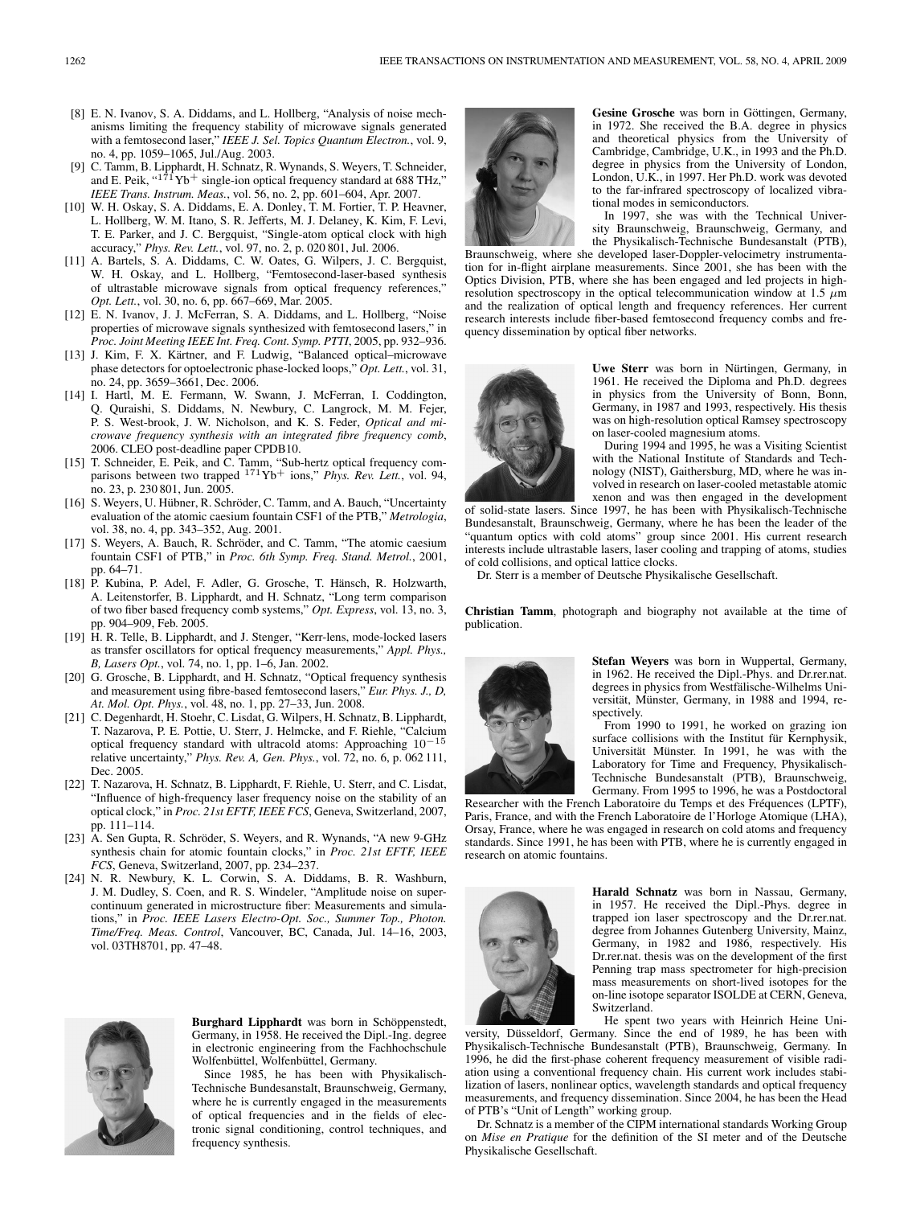[8] E. N. Ivanov, S. A. Diddams, and L. Hollberg, "Analysis of noise mechanisms limiting the frequency stability of microwave signals generated with a femtosecond laser," *IEEE J. Sel. Topics Quantum Electron.*, vol. 9, no. 4, pp. 1059–1065, Jul./Aug. 2003.

[9] C. Tamm, B. Lipphardt, H. Schnatz, R. Wynands, S. Weyers, T. Schneider, and E. Peik, "$^{171}Yb^+$ single-ion optical frequency standard at 688 THz," *IEEE Trans. Instrum. Meas.*, vol. 56, no. 2, pp. 601–604, Apr. 2007.

[10] W. H. Oskay, S. A. Diddams, E. A. Donley, T. M. Fortier, T. P. Heavner, L. Hollberg, W. M. Itano, S. R. Jefferts, M. J. Delaney, K. Kim, F. Levi, T. E. Parker, and J. C. Bergquist, "Single-atom optical clock with high accuracy," *Phys. Rev. Lett.*, vol. 97, no. 2, p. 020 801, Jul. 2006.

[11] A. Bartels, S. A. Diddams, C. W. Oates, G. Wilpers, J. C. Bergquist, W. H. Oskay, and L. Hollberg, "Femtosecond-laser-based synthesis of ultrastable microwave signals from optical frequency references," *Opt. Lett.*, vol. 30, no. 6, pp. 667–669, Mar. 2005.

[12] E. N. Ivanov, J. J. McFerran, S. A. Diddams, and L. Hollberg, "Noise properties of microwave signals synthesized with femtosecond lasers," in *Proc. Joint Meeting IEEE Int. Freq. Cont. Symp. PTTI*, 2005, pp. 932–936.

[13] J. Kim, F. X. Kärtner, and F. Ludwig, "Balanced optical–microwave phase detectors for optoelectronic phase-locked loops," *Opt. Lett.*, vol. 31, no. 24, pp. 3659–3661, Dec. 2006.

[14] I. Hartl, M. E. Fermann, W. Swann, J. McFerran, I. Coddington, Q. Quraishi, S. Diddams, N. Newbury, C. Langrock, M. M. Fejer, P. S. West-brook, J. W. Nicholson, and K. S. Feder, *Optical and microwave frequency synthesis with an integrated fibre frequency comb*, 2006. CLEO post-deadline paper CPDB10.

[15] T. Schneider, E. Peik, and C. Tamm, "Sub-hertz optical frequency comparisons between two trapped $^{171}Yb^+$ ions," *Phys. Rev. Lett.*, vol. 94, no. 23, p. 230 801, Jun. 2005.

[16] S. Weyers, U. Hübner, R. Schröder, C. Tamm, and A. Bauch, "Uncertainty evaluation of the atomic caesium fountain CSF1 of the PTB," *Metrologia*, vol. 38, no. 4, pp. 343–352, Aug. 2001.

[17] S. Weyers, A. Bauch, R. Schröder, and C. Tamm, "The atomic caesium fountain CSF1 of PTB," in *Proc. 6th Symp. Freq. Stand. Metrol.*, 2001, pp. 64–71.

[18] P. Kubina, P. Adel, F. Adler, G. Grosche, T. Hänsch, R. Holzwarth, A. Leitenstorfer, B. Lipphardt, and H. Schnatz, "Long term comparison of two fiber based frequency comb systems," *Opt. Express*, vol. 13, no. 3, pp. 904–909, Feb. 2005.

[19] H. R. Telle, B. Lipphardt, and J. Stenger, "Kerr-lens, mode-locked lasers as transfer oscillators for optical frequency measurements," *Appl. Phys., B, Lasers Opt.*, vol. 74, no. 1, pp. 1–6, Jan. 2002.

[20] G. Grosche, B. Lipphardt, and H. Schnatz, "Optical frequency synthesis and measurement using fibre-based femtosecond lasers," *Eur. Phys. J., D, At. Mol. Opt. Phys.*, vol. 48, no. 1, pp. 27–33, Jun. 2008.

[21] C. Degenhardt, H. Stoehr, C. Lisdat, G. Wilpers, H. Schnatz, B. Lipphardt, T. Nazarova, P. E. Pottie, U. Sterr, J. Helmcke, and F. Riehle, "Calcium optical frequency standard with ultracold atoms: Approaching $10^{-15}$ relative uncertainty," *Phys. Rev. A, Gen. Phys.*, vol. 72, no. 6, p. 062 111, Dec. 2005.

[22] T. Nazarova, H. Schnatz, B. Lipphardt, F. Riehle, U. Sterr, and C. Lisdat, "Influence of high-frequency laser frequency noise on the stability of an optical clock," in *Proc. 21st EFTF, IEEE FCS*, Geneva, Switzerland, 2007, pp. 111–114.

[23] A. Sen Gupta, R. Schröder, S. Weyers, and R. Wynands, "A new 9-GHz synthesis chain for atomic fountain clocks," in *Proc. 21st EFTF, IEEE FCS*, Geneva, Switzerland, 2007, pp. 234–237.

[24] N. R. Newbury, K. L. Corwin, S. A. Diddams, B. R. Washburn, J. M. Dudley, S. Coen, and R. S. Windeler, "Amplitude noise on supercontinuum generated in microstructure fiber: Measurements and simulations," in *Proc. IEEE Lasers Electro-Opt. Soc., Summer Top., Photon. Time/Freq. Meas. Control*, Vancouver, BC, Canada, Jul. 14–16, 2003, vol. 03TH8701, pp. 47–48.

**Burghard Lipphardt** was born in Schöppenstedt, Germany, in 1958. He received the Dipl.-Ing. degree in electronic engineering from the Fachhochschule Wolfenbüttel, Wolfenbüttel, Germany.

Since 1985, he has been with Physikalisch-Technische Bundesanstalt, Braunschweig, Germany, where he is currently engaged in the measurements of optical frequencies and in the fields of electronic signal conditioning, control techniques, and frequency synthesis.

**Gesine Grosche** was born in Göttingen, Germany, in 1972. She received the B.A. degree in physics and theoretical physics from the University of Cambridge, Cambridge, U.K., in 1993 and the Ph.D. degree in physics from the University of London, London, U.K., in 1997. Her Ph.D. work was devoted to the far-infrared spectroscopy of localized vibrational modes in semiconductors.

In 1997, she was with the Technical University Braunschweig, Braunschweig, Germany, and the Physikalisch-Technische Bundesanstalt (PTB), Braunschweig, where she developed laser-Doppler-velocimetry instrumentation for in-flight airplane measurements. Since 2001, she has been with the Optics Division, PTB, where she has been engaged and led projects in high-resolution spectroscopy in the optical telecommunication window at 1.5 $\mu$m and the realization of optical length and frequency references. Her current research interests include fiber-based femtosecond frequency combs and frequency dissemination by optical fiber networks.

**Uwe Sterr** was born in Nürtingen, Germany, in 1961. He received the Diploma and Ph.D. degrees in physics from the University of Bonn, Bonn, Germany, in 1987 and 1993, respectively. His thesis was on high-resolution optical Ramsey spectroscopy on laser-cooled magnesium atoms.

During 1994 and 1995, he was a Visiting Scientist with the National Institute of Standards and Technology (NIST), Gaithersburg, MD, where he was involved in research on laser-cooled metastable atomic xenon and was then engaged in the development of solid-state lasers. Since 1997, he has been with Physikalisch-Technische Bundesanstalt, Braunschweig, Germany, where he has been the leader of the "quantum optics with cold atoms" group since 2001. His current research interests include ultrastable lasers, laser cooling and trapping of atoms, studies of cold collisions, and optical lattice clocks.

Dr. Sterr is a member of Deutsche Physikalische Gesellschaft.

**Christian Tamm**, photograph and biography not available at the time of publication.

**Stefan Weyers** was born in Wuppertal, Germany, in 1962. He received the Dipl.-Phys. and Dr.rer.nat. degrees in physics from Westfälische-Wilhelms Universität, Münster, Germany, in 1988 and 1994, respectively.

From 1990 to 1991, he worked on grazing ion surface collisions with the Institut für Kernphysik, Universität Münster. In 1991, he was with the Laboratory for Time and Frequency, Physikalisch-Technische Bundesanstalt (PTB), Braunschweig, Germany. From 1995 to 1996, he was a Postdoctoral Researcher with the French Laboratoire du Temps et des Fréquences (LPTF), Paris, France, and with the French Laboratoire de l'Horloge Atomique (LHA), Orsay, France, where he was engaged in research on cold atoms and frequency standards. Since 1991, he has been with PTB, where he is currently engaged in research on atomic fountains.

**Harald Schnatz** was born in Nassau, Germany, in 1957. He received the Dipl.-Phys. degree in trapped ion laser spectroscopy and the Dr.rer.nat. degree from Johannes Gutenberg University, Mainz, Germany, in 1982 and 1986, respectively. His Dr.rer.nat. thesis was on the development of the first Penning trap mass spectrometer for high-precision mass measurements on short-lived isotopes for the on-line isotope separator ISOLDE at CERN, Geneva, Switzerland.

He spent two years with Heinrich Heine University, Düsseldorf, Germany. Since the end of 1989, he has been with Physikalisch-Technische Bundesanstalt (PTB), Braunschweig, Germany. In 1996, he did the first-phase coherent frequency measurement of visible radiation using a conventional frequency chain. His current work includes stabilization of lasers, nonlinear optics, wavelength standards and optical frequency measurements, and frequency dissemination. Since 2004, he has been the Head of PTB's "Unit of Length" working group.

Dr. Schnatz is a member of the CIPM international standards Working Group on *Mise en Pratique* for the definition of the SI meter and of the Deutsche Physikalische Gesellschaft.